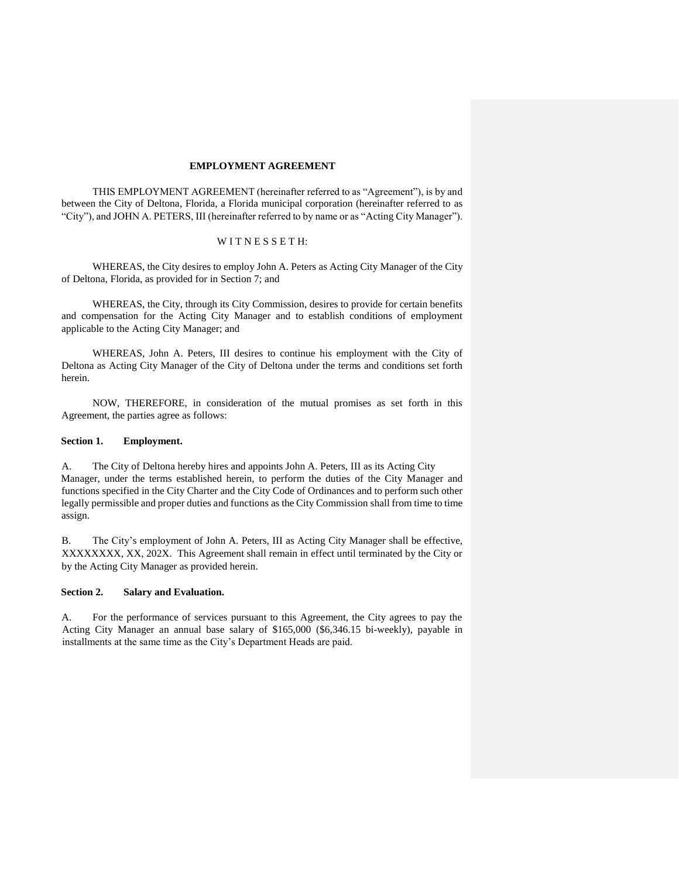# EMPLOYMENT AGREEMENT

THIS EMPLOYMENT AGREEMENT (hereinafter referred to as "Agreement"), is by and between the City of Deltona, Florida, a Florida municipal corporation (hereinafter referred to as "City"), and JOHN A. PETERS, III (hereinafter referred to by name or as "Acting City Manager").

W I T N E S S E T H:

WHEREAS, the City desires to employ John A. Peters as Acting City Manager of the City of Deltona, Florida, as provided for in Section 7; and

WHEREAS, the City, through its City Commission, desires to provide for certain benefits and compensation for the Acting City Manager and to establish conditions of employment applicable to the Acting City Manager; and

WHEREAS, John A. Peters, III desires to continue his employment with the City of Deltona as Acting City Manager of the City of Deltona under the terms and conditions set forth herein.

NOW, THEREFORE, in consideration of the mutual promises as set forth in this Agreement, the parties agree as follows:

**Section 1. Employment.**

A. The City of Deltona hereby hires and appoints John A. Peters, III as its Acting City Manager, under the terms established herein, to perform the duties of the City Manager and functions specified in the City Charter and the City Code of Ordinances and to perform such other legally permissible and proper duties and functions as the City Commission shall from time to time assign.

B. The City's employment of John A. Peters, III as Acting City Manager shall be effective, XXXXXXXX, XX, 202X. This Agreement shall remain in effect until terminated by the City or by the Acting City Manager as provided herein.

**Section 2. Salary and Evaluation.**

A. For the performance of services pursuant to this Agreement, the City agrees to pay the Acting City Manager an annual base salary of $165,000 ($6,346.15 bi-weekly), payable in installments at the same time as the City's Department Heads are paid.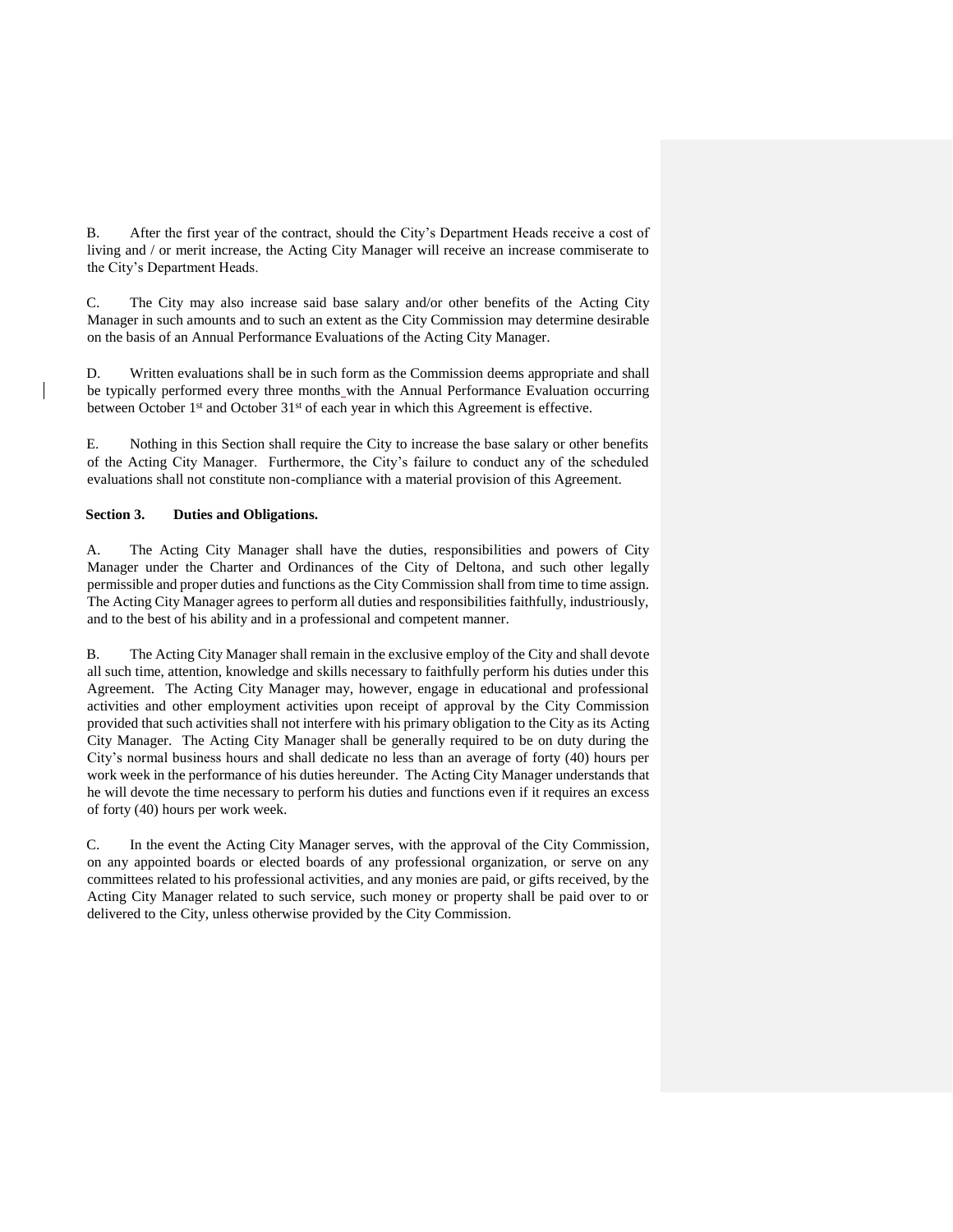B. After the first year of the contract, should the City's Department Heads receive a cost of living and / or merit increase, the Acting City Manager will receive an increase commiserate to the City's Department Heads.

C. The City may also increase said base salary and/or other benefits of the Acting City Manager in such amounts and to such an extent as the City Commission may determine desirable on the basis of an Annual Performance Evaluations of the Acting City Manager.

D. Written evaluations shall be in such form as the Commission deems appropriate and shall be typically performed every three months with the Annual Performance Evaluation occurring between October 1st and October 31st of each year in which this Agreement is effective.

E. Nothing in this Section shall require the City to increase the base salary or other benefits of the Acting City Manager. Furthermore, the City's failure to conduct any of the scheduled evaluations shall not constitute non-compliance with a material provision of this Agreement.

**Section 3. Duties and Obligations.**

A. The Acting City Manager shall have the duties, responsibilities and powers of City Manager under the Charter and Ordinances of the City of Deltona, and such other legally permissible and proper duties and functions as the City Commission shall from time to time assign. The Acting City Manager agrees to perform all duties and responsibilities faithfully, industriously, and to the best of his ability and in a professional and competent manner.

B. The Acting City Manager shall remain in the exclusive employ of the City and shall devote all such time, attention, knowledge and skills necessary to faithfully perform his duties under this Agreement. The Acting City Manager may, however, engage in educational and professional activities and other employment activities upon receipt of approval by the City Commission provided that such activities shall not interfere with his primary obligation to the City as its Acting City Manager. The Acting City Manager shall be generally required to be on duty during the City's normal business hours and shall dedicate no less than an average of forty (40) hours per work week in the performance of his duties hereunder. The Acting City Manager understands that he will devote the time necessary to perform his duties and functions even if it requires an excess of forty (40) hours per work week.

C. In the event the Acting City Manager serves, with the approval of the City Commission, on any appointed boards or elected boards of any professional organization, or serve on any committees related to his professional activities, and any monies are paid, or gifts received, by the Acting City Manager related to such service, such money or property shall be paid over to or delivered to the City, unless otherwise provided by the City Commission.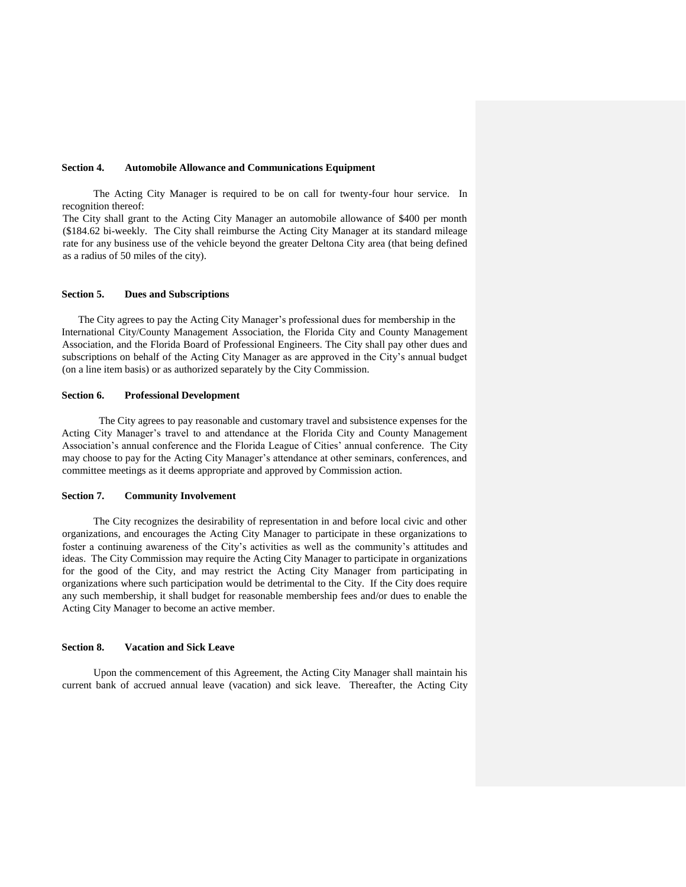**Section 4. Automobile Allowance and Communications Equipment**

The Acting City Manager is required to be on call for twenty-four hour service. In recognition thereof:

The City shall grant to the Acting City Manager an automobile allowance of $400 per month ($184.62 bi-weekly. The City shall reimburse the Acting City Manager at its standard mileage rate for any business use of the vehicle beyond the greater Deltona City area (that being defined as a radius of 50 miles of the city).

**Section 5. Dues and Subscriptions**

The City agrees to pay the Acting City Manager's professional dues for membership in the International City/County Management Association, the Florida City and County Management Association, and the Florida Board of Professional Engineers. The City shall pay other dues and subscriptions on behalf of the Acting City Manager as are approved in the City's annual budget (on a line item basis) or as authorized separately by the City Commission.

**Section 6. Professional Development**

The City agrees to pay reasonable and customary travel and subsistence expenses for the Acting City Manager's travel to and attendance at the Florida City and County Management Association's annual conference and the Florida League of Cities' annual conference. The City may choose to pay for the Acting City Manager's attendance at other seminars, conferences, and committee meetings as it deems appropriate and approved by Commission action.

**Section 7. Community Involvement**

The City recognizes the desirability of representation in and before local civic and other organizations, and encourages the Acting City Manager to participate in these organizations to foster a continuing awareness of the City's activities as well as the community's attitudes and ideas. The City Commission may require the Acting City Manager to participate in organizations for the good of the City, and may restrict the Acting City Manager from participating in organizations where such participation would be detrimental to the City. If the City does require any such membership, it shall budget for reasonable membership fees and/or dues to enable the Acting City Manager to become an active member.

**Section 8. Vacation and Sick Leave**

Upon the commencement of this Agreement, the Acting City Manager shall maintain his current bank of accrued annual leave (vacation) and sick leave. Thereafter, the Acting City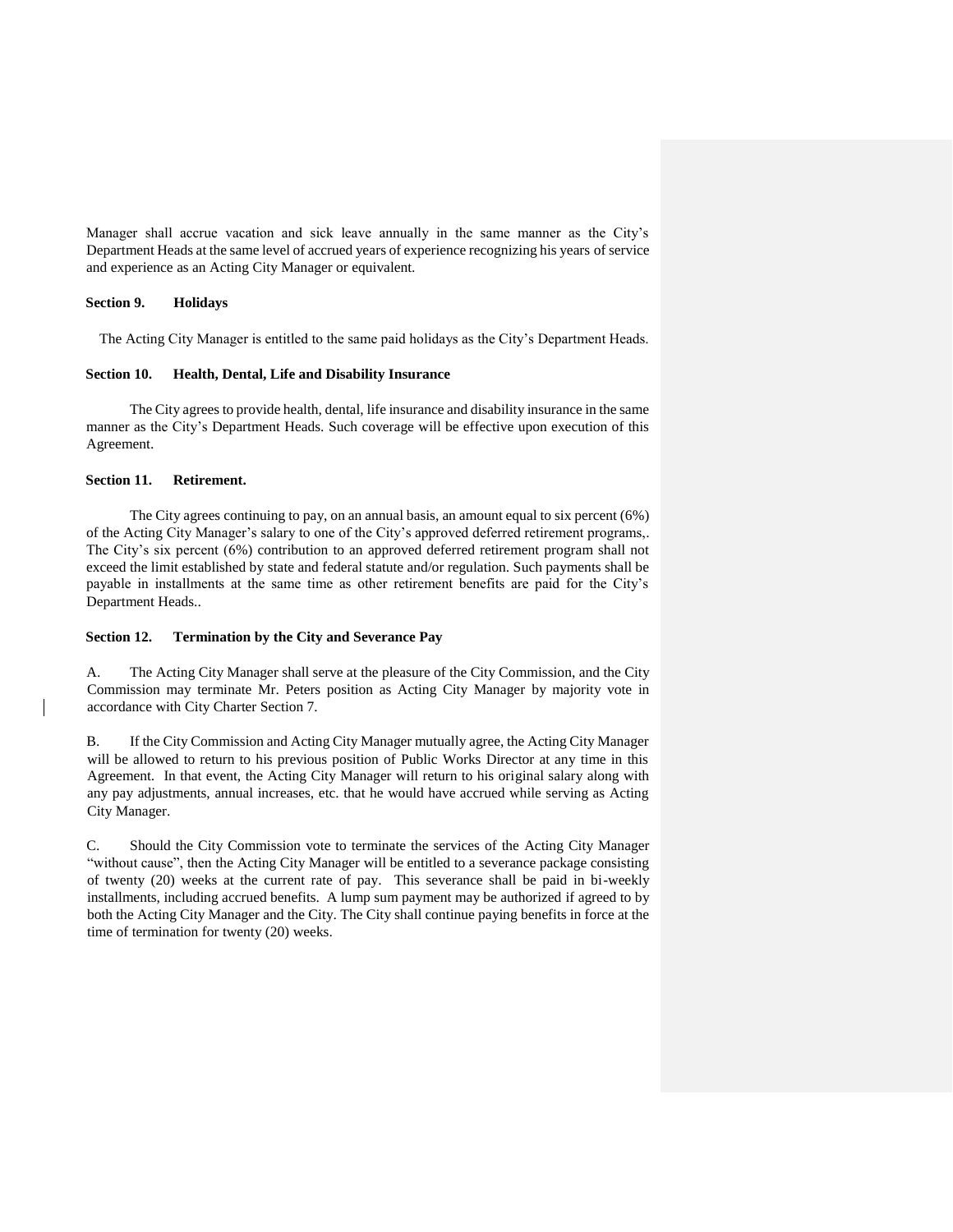Manager shall accrue vacation and sick leave annually in the same manner as the City's Department Heads at the same level of accrued years of experience recognizing his years of service and experience as an Acting City Manager or equivalent.

**Section 9. Holidays**

The Acting City Manager is entitled to the same paid holidays as the City's Department Heads.

**Section 10. Health, Dental, Life and Disability Insurance**

The City agrees to provide health, dental, life insurance and disability insurance in the same manner as the City's Department Heads. Such coverage will be effective upon execution of this Agreement.

**Section 11. Retirement.**

The City agrees continuing to pay, on an annual basis, an amount equal to six percent (6%) of the Acting City Manager's salary to one of the City's approved deferred retirement programs,. The City's six percent (6%) contribution to an approved deferred retirement program shall not exceed the limit established by state and federal statute and/or regulation. Such payments shall be payable in installments at the same time as other retirement benefits are paid for the City's Department Heads..

**Section 12. Termination by the City and Severance Pay**

A. The Acting City Manager shall serve at the pleasure of the City Commission, and the City Commission may terminate Mr. Peters position as Acting City Manager by majority vote in accordance with City Charter Section 7.

B. If the City Commission and Acting City Manager mutually agree, the Acting City Manager will be allowed to return to his previous position of Public Works Director at any time in this Agreement. In that event, the Acting City Manager will return to his original salary along with any pay adjustments, annual increases, etc. that he would have accrued while serving as Acting City Manager.

C. Should the City Commission vote to terminate the services of the Acting City Manager "without cause", then the Acting City Manager will be entitled to a severance package consisting of twenty (20) weeks at the current rate of pay. This severance shall be paid in bi-weekly installments, including accrued benefits. A lump sum payment may be authorized if agreed to by both the Acting City Manager and the City. The City shall continue paying benefits in force at the time of termination for twenty (20) weeks.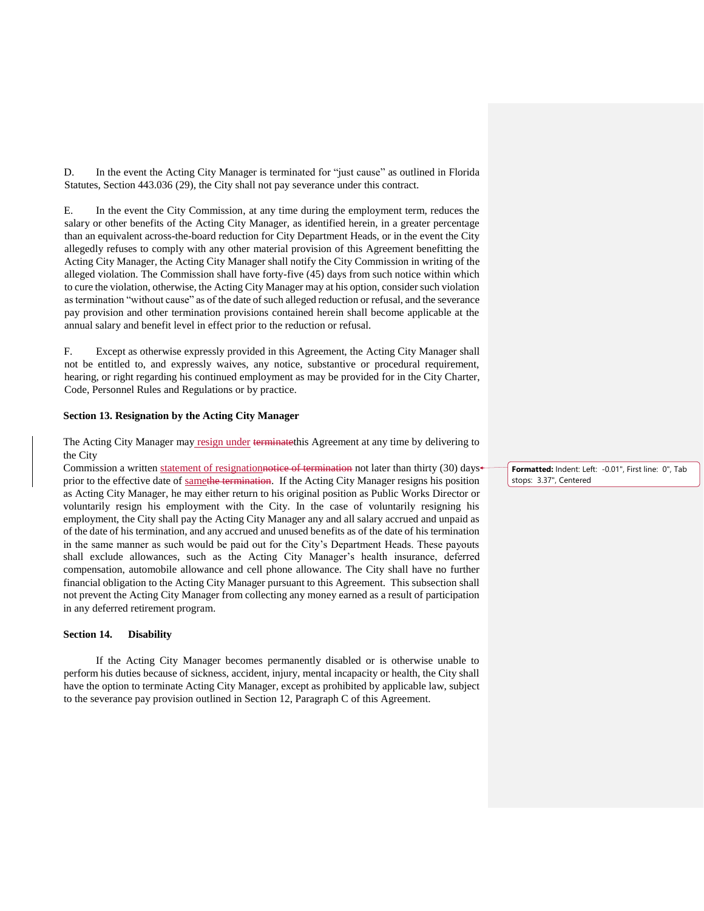D. In the event the Acting City Manager is terminated for "just cause" as outlined in Florida Statutes, Section 443.036 (29), the City shall not pay severance under this contract.

E. In the event the City Commission, at any time during the employment term, reduces the salary or other benefits of the Acting City Manager, as identified herein, in a greater percentage than an equivalent across-the-board reduction for City Department Heads, or in the event the City allegedly refuses to comply with any other material provision of this Agreement benefitting the Acting City Manager, the Acting City Manager shall notify the City Commission in writing of the alleged violation. The Commission shall have forty-five (45) days from such notice within which to cure the violation, otherwise, the Acting City Manager may at his option, consider such violation as termination "without cause" as of the date of such alleged reduction or refusal, and the severance pay provision and other termination provisions contained herein shall become applicable at the annual salary and benefit level in effect prior to the reduction or refusal.

F. Except as otherwise expressly provided in this Agreement, the Acting City Manager shall not be entitled to, and expressly waives, any notice, substantive or procedural requirement, hearing, or right regarding his continued employment as may be provided for in the City Charter, Code, Personnel Rules and Regulations or by practice.

**Section 13. Resignation by the Acting City Manager**

The Acting City Manager may resign under ~~terminate~~this Agreement at any time by delivering to the City Commission a written statement of resignation~~notice of termination~~ not later than thirty (30) days prior to the effective date of same~~the termination~~. If the Acting City Manager resigns his position as Acting City Manager, he may either return to his original position as Public Works Director or voluntarily resign his employment with the City. In the case of voluntarily resigning his employment, the City shall pay the Acting City Manager any and all salary accrued and unpaid as of the date of his termination, and any accrued and unused benefits as of the date of his termination in the same manner as such would be paid out for the City's Department Heads. These payouts shall exclude allowances, such as the Acting City Manager's health insurance, deferred compensation, automobile allowance and cell phone allowance. The City shall have no further financial obligation to the Acting City Manager pursuant to this Agreement. This subsection shall not prevent the Acting City Manager from collecting any money earned as a result of participation in any deferred retirement program.

**Formatted:** Indent: Left: -0.01", First line: 0", Tab stops: 3.37", Centered

**Section 14. Disability**

If the Acting City Manager becomes permanently disabled or is otherwise unable to perform his duties because of sickness, accident, injury, mental incapacity or health, the City shall have the option to terminate Acting City Manager, except as prohibited by applicable law, subject to the severance pay provision outlined in Section 12, Paragraph C of this Agreement.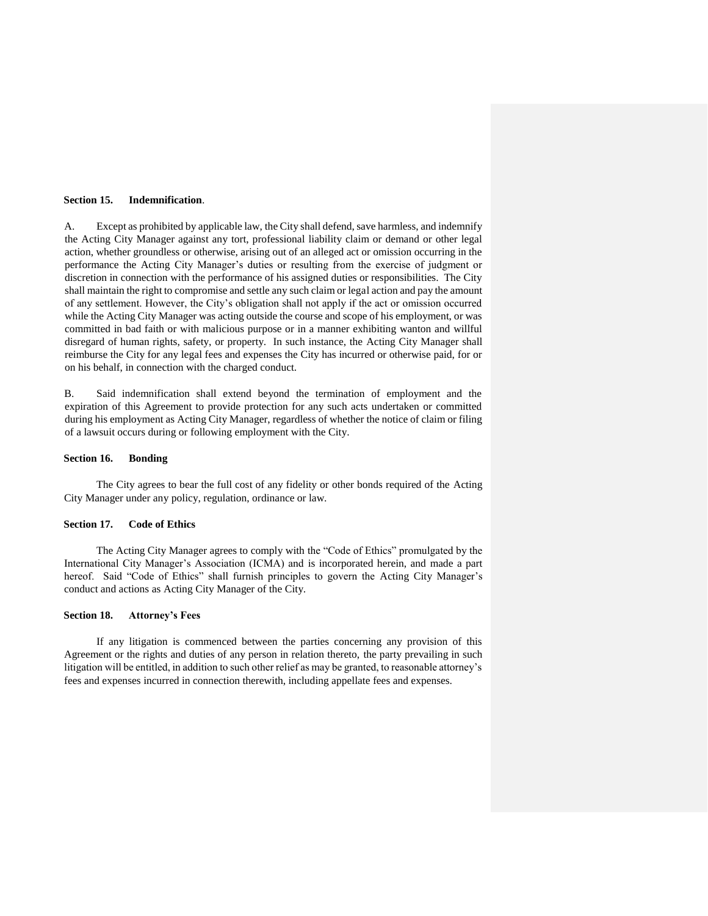**Section 15. Indemnification**.

A. Except as prohibited by applicable law, the City shall defend, save harmless, and indemnify the Acting City Manager against any tort, professional liability claim or demand or other legal action, whether groundless or otherwise, arising out of an alleged act or omission occurring in the performance the Acting City Manager's duties or resulting from the exercise of judgment or discretion in connection with the performance of his assigned duties or responsibilities. The City shall maintain the right to compromise and settle any such claim or legal action and pay the amount of any settlement. However, the City's obligation shall not apply if the act or omission occurred while the Acting City Manager was acting outside the course and scope of his employment, or was committed in bad faith or with malicious purpose or in a manner exhibiting wanton and willful disregard of human rights, safety, or property. In such instance, the Acting City Manager shall reimburse the City for any legal fees and expenses the City has incurred or otherwise paid, for or on his behalf, in connection with the charged conduct.

B. Said indemnification shall extend beyond the termination of employment and the expiration of this Agreement to provide protection for any such acts undertaken or committed during his employment as Acting City Manager, regardless of whether the notice of claim or filing of a lawsuit occurs during or following employment with the City.

**Section 16. Bonding**

The City agrees to bear the full cost of any fidelity or other bonds required of the Acting City Manager under any policy, regulation, ordinance or law.

**Section 17. Code of Ethics**

The Acting City Manager agrees to comply with the "Code of Ethics" promulgated by the International City Manager's Association (ICMA) and is incorporated herein, and made a part hereof. Said "Code of Ethics" shall furnish principles to govern the Acting City Manager's conduct and actions as Acting City Manager of the City.

**Section 18. Attorney's Fees**

If any litigation is commenced between the parties concerning any provision of this Agreement or the rights and duties of any person in relation thereto, the party prevailing in such litigation will be entitled, in addition to such other relief as may be granted, to reasonable attorney's fees and expenses incurred in connection therewith, including appellate fees and expenses.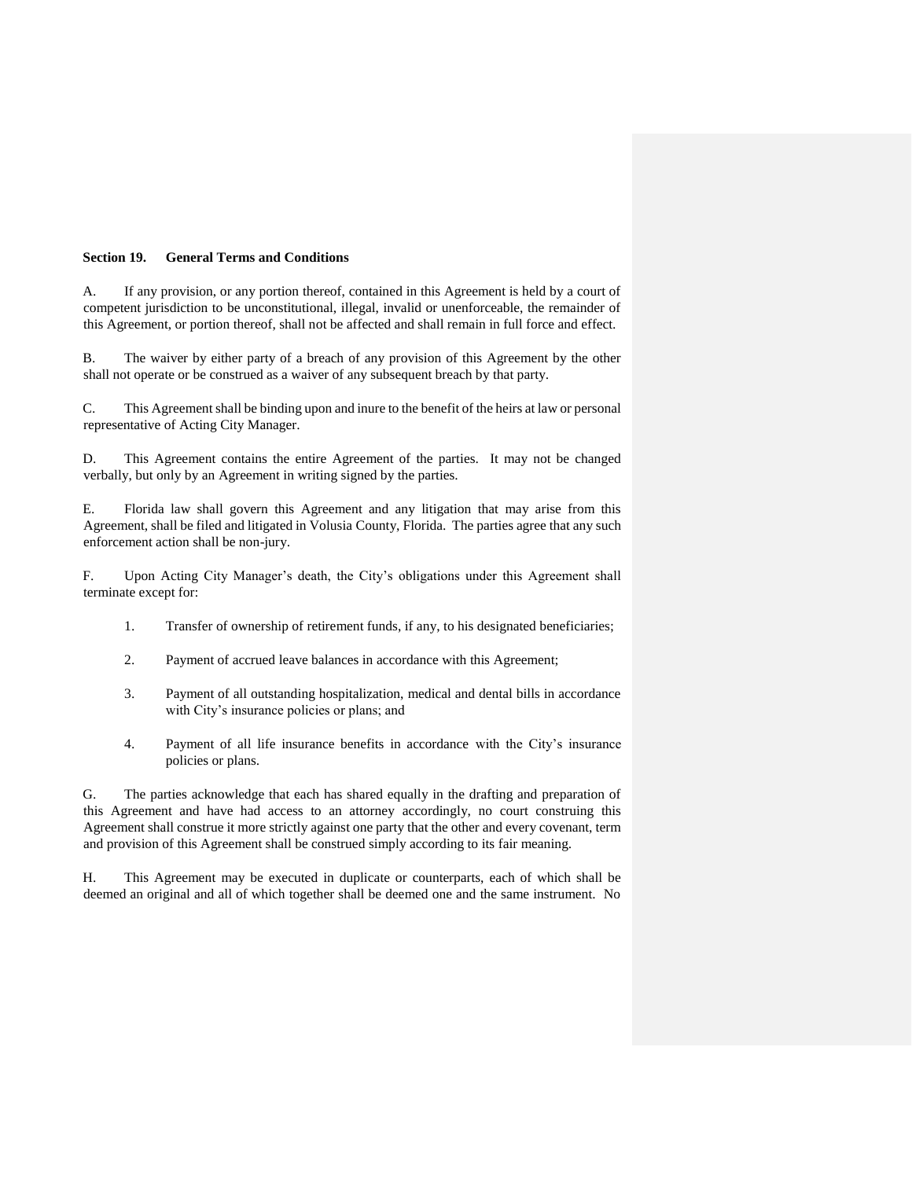**Section 19. General Terms and Conditions**

A. If any provision, or any portion thereof, contained in this Agreement is held by a court of competent jurisdiction to be unconstitutional, illegal, invalid or unenforceable, the remainder of this Agreement, or portion thereof, shall not be affected and shall remain in full force and effect.

B. The waiver by either party of a breach of any provision of this Agreement by the other shall not operate or be construed as a waiver of any subsequent breach by that party.

C. This Agreement shall be binding upon and inure to the benefit of the heirs at law or personal representative of Acting City Manager.

D. This Agreement contains the entire Agreement of the parties. It may not be changed verbally, but only by an Agreement in writing signed by the parties.

E. Florida law shall govern this Agreement and any litigation that may arise from this Agreement, shall be filed and litigated in Volusia County, Florida. The parties agree that any such enforcement action shall be non-jury.

F. Upon Acting City Manager's death, the City's obligations under this Agreement shall terminate except for:

1. Transfer of ownership of retirement funds, if any, to his designated beneficiaries;
2. Payment of accrued leave balances in accordance with this Agreement;
3. Payment of all outstanding hospitalization, medical and dental bills in accordance with City's insurance policies or plans; and
4. Payment of all life insurance benefits in accordance with the City's insurance policies or plans.

G. The parties acknowledge that each has shared equally in the drafting and preparation of this Agreement and have had access to an attorney accordingly, no court construing this Agreement shall construe it more strictly against one party that the other and every covenant, term and provision of this Agreement shall be construed simply according to its fair meaning.

H. This Agreement may be executed in duplicate or counterparts, each of which shall be deemed an original and all of which together shall be deemed one and the same instrument. No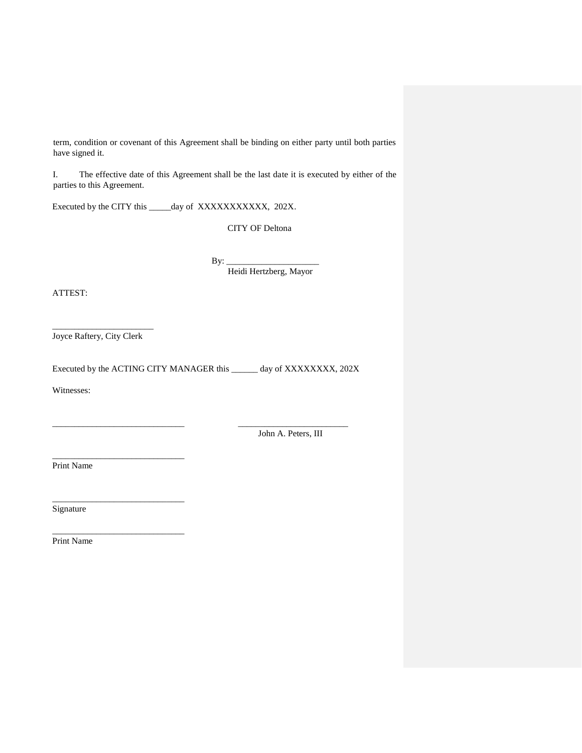term, condition or covenant of this Agreement shall be binding on either party until both parties have signed it.

I. The effective date of this Agreement shall be the last date it is executed by either of the parties to this Agreement.

Executed by the CITY this _____day of XXXXXXXXXXX, 202X.

CITY OF Deltona

By: ____________________
Heidi Hertzberg, Mayor

ATTEST:

______________________
Joyce Raftery, City Clerk

Executed by the ACTING CITY MANAGER this ______ day of XXXXXXXX, 202X

Witnesses:

_____________________________ ________________________
John A. Peters, III

_____________________________
Print Name

_____________________________
Signature

_____________________________
Print Name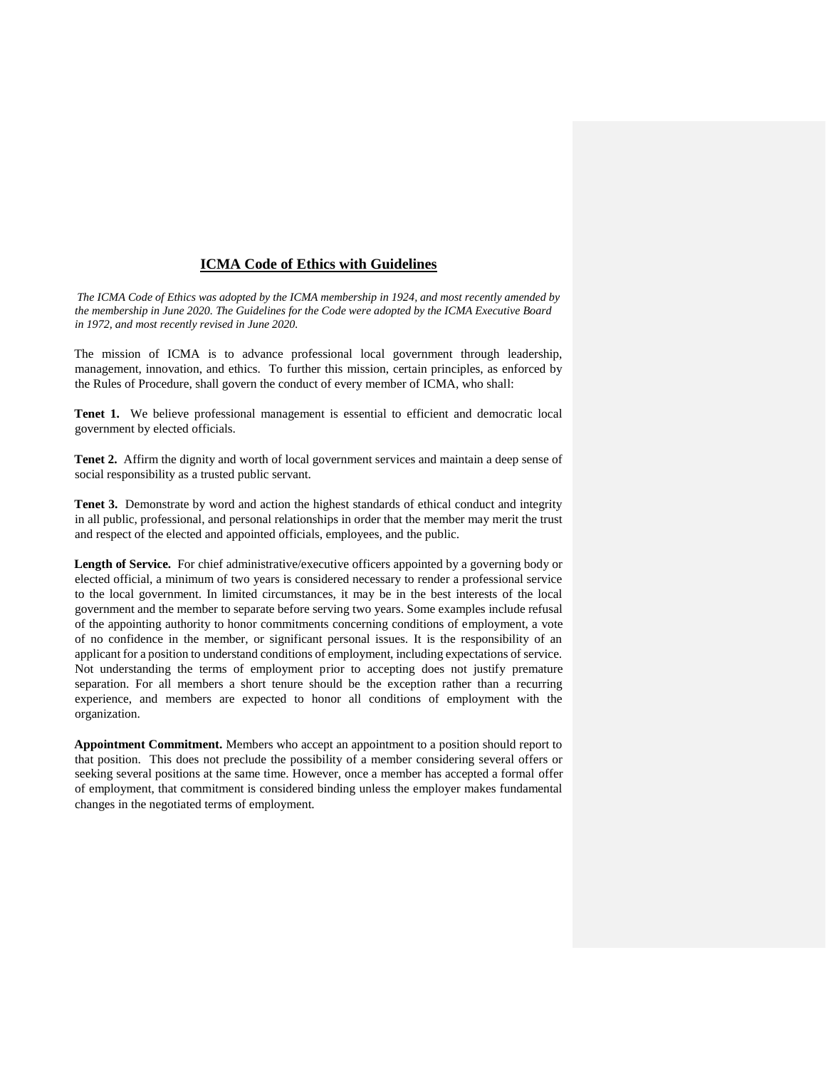## ICMA Code of Ethics with Guidelines

*The ICMA Code of Ethics was adopted by the ICMA membership in 1924, and most recently amended by the membership in June 2020. The Guidelines for the Code were adopted by the ICMA Executive Board in 1972, and most recently revised in June 2020.*

The mission of ICMA is to advance professional local government through leadership, management, innovation, and ethics. To further this mission, certain principles, as enforced by the Rules of Procedure, shall govern the conduct of every member of ICMA, who shall:

**Tenet 1.** We believe professional management is essential to efficient and democratic local government by elected officials.

**Tenet 2.** Affirm the dignity and worth of local government services and maintain a deep sense of social responsibility as a trusted public servant.

**Tenet 3.** Demonstrate by word and action the highest standards of ethical conduct and integrity in all public, professional, and personal relationships in order that the member may merit the trust and respect of the elected and appointed officials, employees, and the public.

**Length of Service.** For chief administrative/executive officers appointed by a governing body or elected official, a minimum of two years is considered necessary to render a professional service to the local government. In limited circumstances, it may be in the best interests of the local government and the member to separate before serving two years. Some examples include refusal of the appointing authority to honor commitments concerning conditions of employment, a vote of no confidence in the member, or significant personal issues. It is the responsibility of an applicant for a position to understand conditions of employment, including expectations of service. Not understanding the terms of employment prior to accepting does not justify premature separation. For all members a short tenure should be the exception rather than a recurring experience, and members are expected to honor all conditions of employment with the organization.

**Appointment Commitment.** Members who accept an appointment to a position should report to that position. This does not preclude the possibility of a member considering several offers or seeking several positions at the same time. However, once a member has accepted a formal offer of employment, that commitment is considered binding unless the employer makes fundamental changes in the negotiated terms of employment.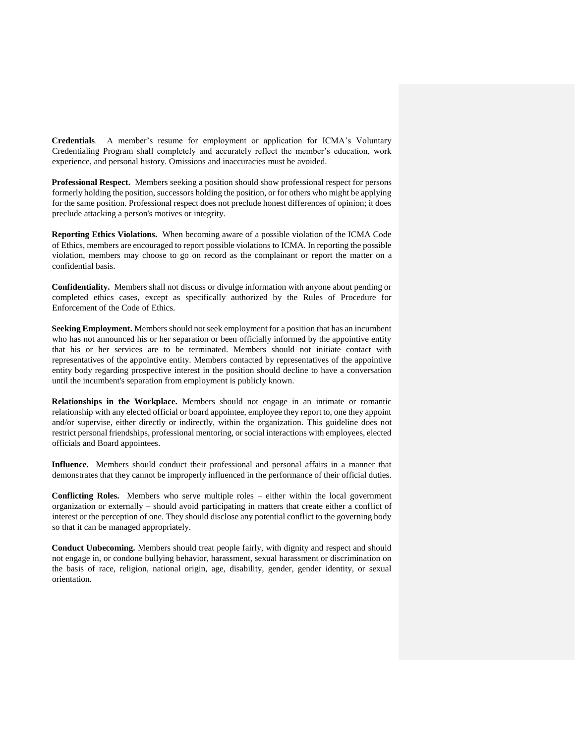**Credentials**. A member's resume for employment or application for ICMA's Voluntary Credentialing Program shall completely and accurately reflect the member's education, work experience, and personal history. Omissions and inaccuracies must be avoided.

**Professional Respect.** Members seeking a position should show professional respect for persons formerly holding the position, successors holding the position, or for others who might be applying for the same position. Professional respect does not preclude honest differences of opinion; it does preclude attacking a person's motives or integrity.

**Reporting Ethics Violations.** When becoming aware of a possible violation of the ICMA Code of Ethics, members are encouraged to report possible violations to ICMA. In reporting the possible violation, members may choose to go on record as the complainant or report the matter on a confidential basis.

**Confidentiality.** Members shall not discuss or divulge information with anyone about pending or completed ethics cases, except as specifically authorized by the Rules of Procedure for Enforcement of the Code of Ethics.

**Seeking Employment.** Members should not seek employment for a position that has an incumbent who has not announced his or her separation or been officially informed by the appointive entity that his or her services are to be terminated. Members should not initiate contact with representatives of the appointive entity. Members contacted by representatives of the appointive entity body regarding prospective interest in the position should decline to have a conversation until the incumbent's separation from employment is publicly known.

**Relationships in the Workplace.** Members should not engage in an intimate or romantic relationship with any elected official or board appointee, employee they report to, one they appoint and/or supervise, either directly or indirectly, within the organization. This guideline does not restrict personal friendships, professional mentoring, or social interactions with employees, elected officials and Board appointees.

**Influence.** Members should conduct their professional and personal affairs in a manner that demonstrates that they cannot be improperly influenced in the performance of their official duties.

**Conflicting Roles.** Members who serve multiple roles – either within the local government organization or externally – should avoid participating in matters that create either a conflict of interest or the perception of one. They should disclose any potential conflict to the governing body so that it can be managed appropriately.

**Conduct Unbecoming.** Members should treat people fairly, with dignity and respect and should not engage in, or condone bullying behavior, harassment, sexual harassment or discrimination on the basis of race, religion, national origin, age, disability, gender, gender identity, or sexual orientation.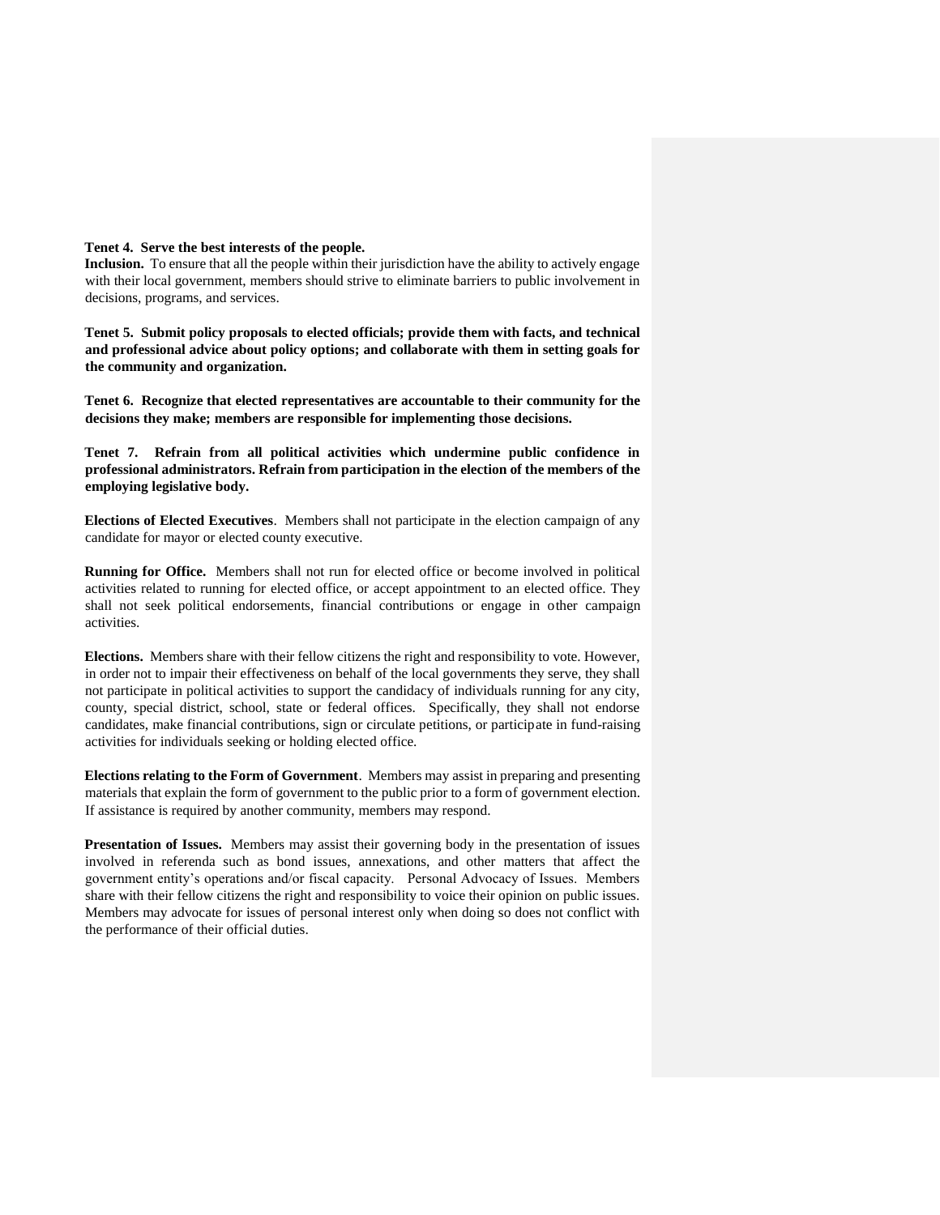**Tenet 4. Serve the best interests of the people.**

**Inclusion.** To ensure that all the people within their jurisdiction have the ability to actively engage with their local government, members should strive to eliminate barriers to public involvement in decisions, programs, and services.

**Tenet 5. Submit policy proposals to elected officials; provide them with facts, and technical and professional advice about policy options; and collaborate with them in setting goals for the community and organization.**

**Tenet 6. Recognize that elected representatives are accountable to their community for the decisions they make; members are responsible for implementing those decisions.**

**Tenet 7. Refrain from all political activities which undermine public confidence in professional administrators. Refrain from participation in the election of the members of the employing legislative body.**

**Elections of Elected Executives**. Members shall not participate in the election campaign of any candidate for mayor or elected county executive.

**Running for Office.** Members shall not run for elected office or become involved in political activities related to running for elected office, or accept appointment to an elected office. They shall not seek political endorsements, financial contributions or engage in other campaign activities.

**Elections.** Members share with their fellow citizens the right and responsibility to vote. However, in order not to impair their effectiveness on behalf of the local governments they serve, they shall not participate in political activities to support the candidacy of individuals running for any city, county, special district, school, state or federal offices. Specifically, they shall not endorse candidates, make financial contributions, sign or circulate petitions, or participate in fund-raising activities for individuals seeking or holding elected office.

**Elections relating to the Form of Government**. Members may assist in preparing and presenting materials that explain the form of government to the public prior to a form of government election. If assistance is required by another community, members may respond.

**Presentation of Issues.** Members may assist their governing body in the presentation of issues involved in referenda such as bond issues, annexations, and other matters that affect the government entity's operations and/or fiscal capacity. Personal Advocacy of Issues. Members share with their fellow citizens the right and responsibility to voice their opinion on public issues. Members may advocate for issues of personal interest only when doing so does not conflict with the performance of their official duties.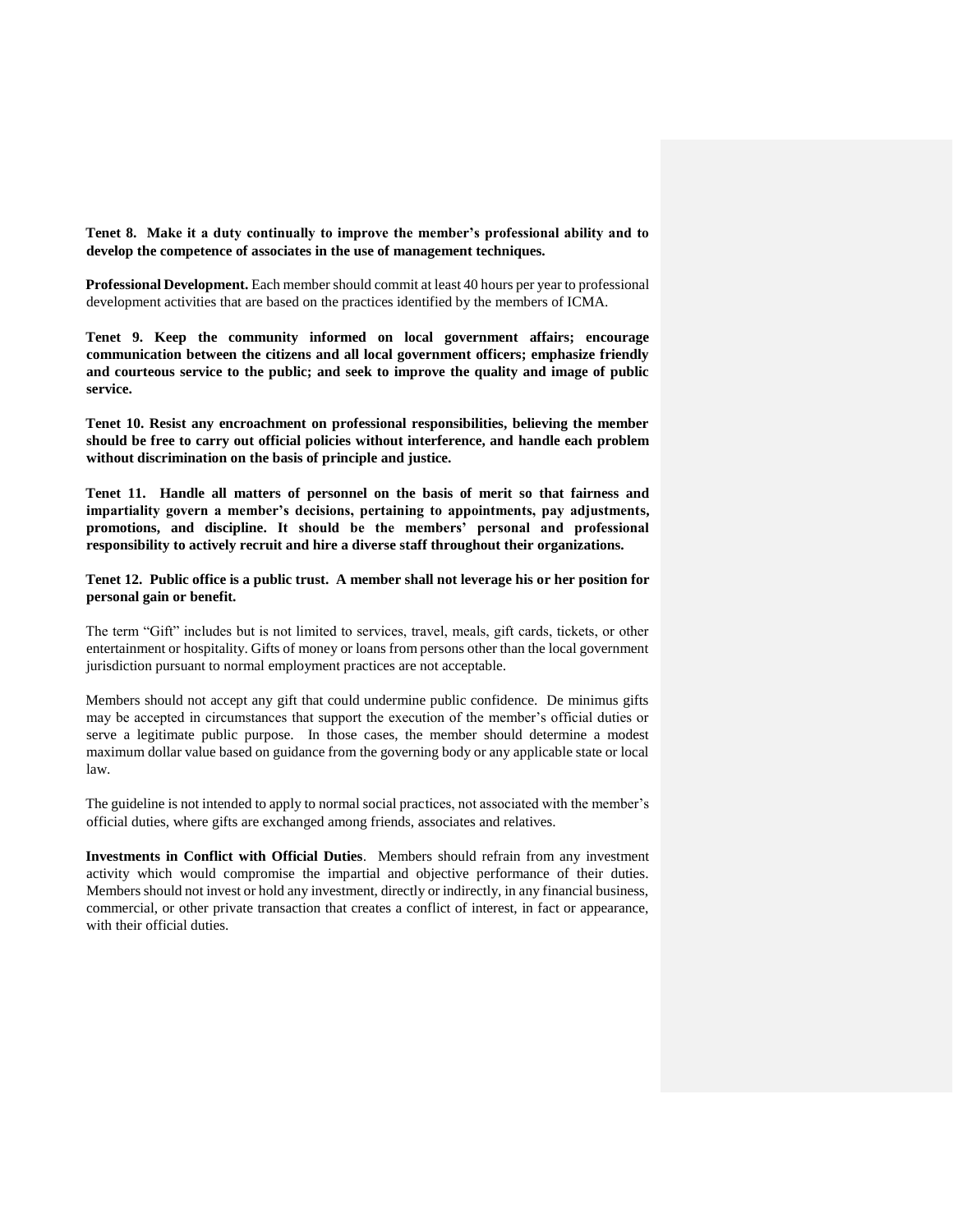**Tenet 8. Make it a duty continually to improve the member's professional ability and to develop the competence of associates in the use of management techniques.**

**Professional Development.** Each member should commit at least 40 hours per year to professional development activities that are based on the practices identified by the members of ICMA.

**Tenet 9. Keep the community informed on local government affairs; encourage communication between the citizens and all local government officers; emphasize friendly and courteous service to the public; and seek to improve the quality and image of public service.**

**Tenet 10. Resist any encroachment on professional responsibilities, believing the member should be free to carry out official policies without interference, and handle each problem without discrimination on the basis of principle and justice.**

**Tenet 11. Handle all matters of personnel on the basis of merit so that fairness and impartiality govern a member's decisions, pertaining to appointments, pay adjustments, promotions, and discipline. It should be the members' personal and professional responsibility to actively recruit and hire a diverse staff throughout their organizations.**

**Tenet 12. Public office is a public trust. A member shall not leverage his or her position for personal gain or benefit.**

The term "Gift" includes but is not limited to services, travel, meals, gift cards, tickets, or other entertainment or hospitality. Gifts of money or loans from persons other than the local government jurisdiction pursuant to normal employment practices are not acceptable.

Members should not accept any gift that could undermine public confidence. De minimus gifts may be accepted in circumstances that support the execution of the member's official duties or serve a legitimate public purpose. In those cases, the member should determine a modest maximum dollar value based on guidance from the governing body or any applicable state or local law.

The guideline is not intended to apply to normal social practices, not associated with the member's official duties, where gifts are exchanged among friends, associates and relatives.

**Investments in Conflict with Official Duties**. Members should refrain from any investment activity which would compromise the impartial and objective performance of their duties. Members should not invest or hold any investment, directly or indirectly, in any financial business, commercial, or other private transaction that creates a conflict of interest, in fact or appearance, with their official duties.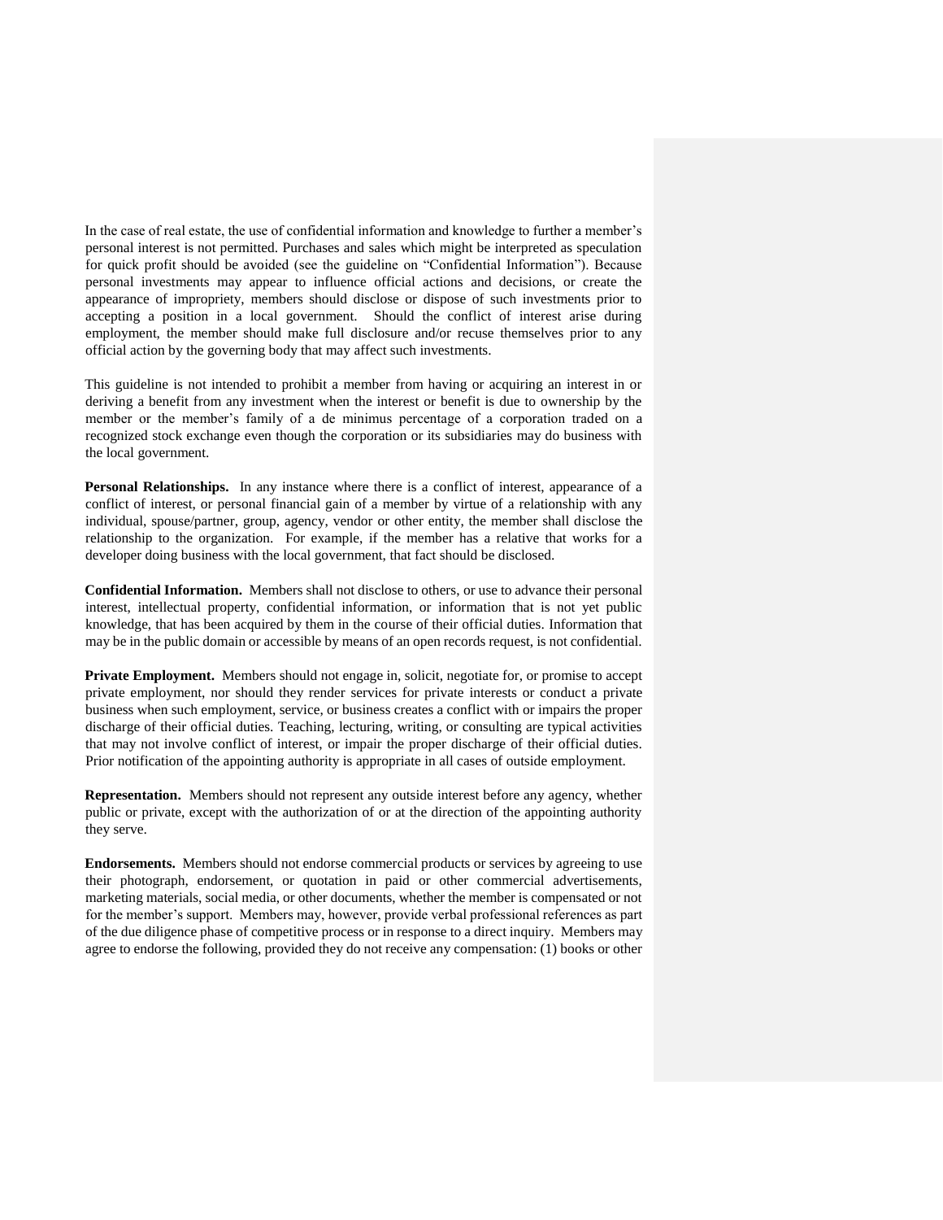In the case of real estate, the use of confidential information and knowledge to further a member's personal interest is not permitted. Purchases and sales which might be interpreted as speculation for quick profit should be avoided (see the guideline on "Confidential Information"). Because personal investments may appear to influence official actions and decisions, or create the appearance of impropriety, members should disclose or dispose of such investments prior to accepting a position in a local government. Should the conflict of interest arise during employment, the member should make full disclosure and/or recuse themselves prior to any official action by the governing body that may affect such investments.

This guideline is not intended to prohibit a member from having or acquiring an interest in or deriving a benefit from any investment when the interest or benefit is due to ownership by the member or the member's family of a de minimus percentage of a corporation traded on a recognized stock exchange even though the corporation or its subsidiaries may do business with the local government.

**Personal Relationships.** In any instance where there is a conflict of interest, appearance of a conflict of interest, or personal financial gain of a member by virtue of a relationship with any individual, spouse/partner, group, agency, vendor or other entity, the member shall disclose the relationship to the organization. For example, if the member has a relative that works for a developer doing business with the local government, that fact should be disclosed.

**Confidential Information.** Members shall not disclose to others, or use to advance their personal interest, intellectual property, confidential information, or information that is not yet public knowledge, that has been acquired by them in the course of their official duties. Information that may be in the public domain or accessible by means of an open records request, is not confidential.

**Private Employment.** Members should not engage in, solicit, negotiate for, or promise to accept private employment, nor should they render services for private interests or conduct a private business when such employment, service, or business creates a conflict with or impairs the proper discharge of their official duties. Teaching, lecturing, writing, or consulting are typical activities that may not involve conflict of interest, or impair the proper discharge of their official duties. Prior notification of the appointing authority is appropriate in all cases of outside employment.

**Representation.** Members should not represent any outside interest before any agency, whether public or private, except with the authorization of or at the direction of the appointing authority they serve.

**Endorsements.** Members should not endorse commercial products or services by agreeing to use their photograph, endorsement, or quotation in paid or other commercial advertisements, marketing materials, social media, or other documents, whether the member is compensated or not for the member's support. Members may, however, provide verbal professional references as part of the due diligence phase of competitive process or in response to a direct inquiry. Members may agree to endorse the following, provided they do not receive any compensation: (1) books or other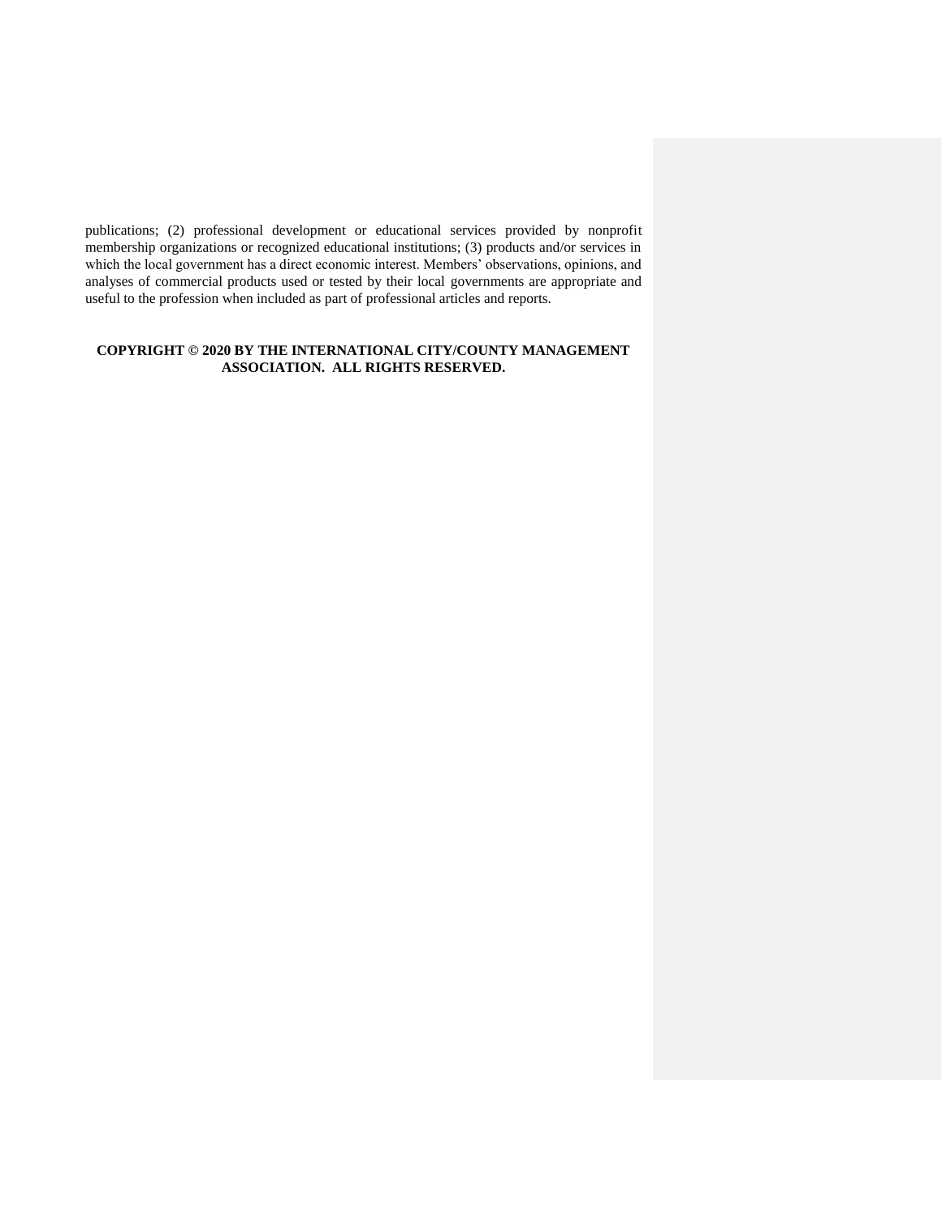publications; (2) professional development or educational services provided by nonprofit membership organizations or recognized educational institutions; (3) products and/or services in which the local government has a direct economic interest. Members' observations, opinions, and analyses of commercial products used or tested by their local governments are appropriate and useful to the profession when included as part of professional articles and reports.

**COPYRIGHT © 2020 BY THE INTERNATIONAL CITY/COUNTY MANAGEMENT ASSOCIATION. ALL RIGHTS RESERVED.**